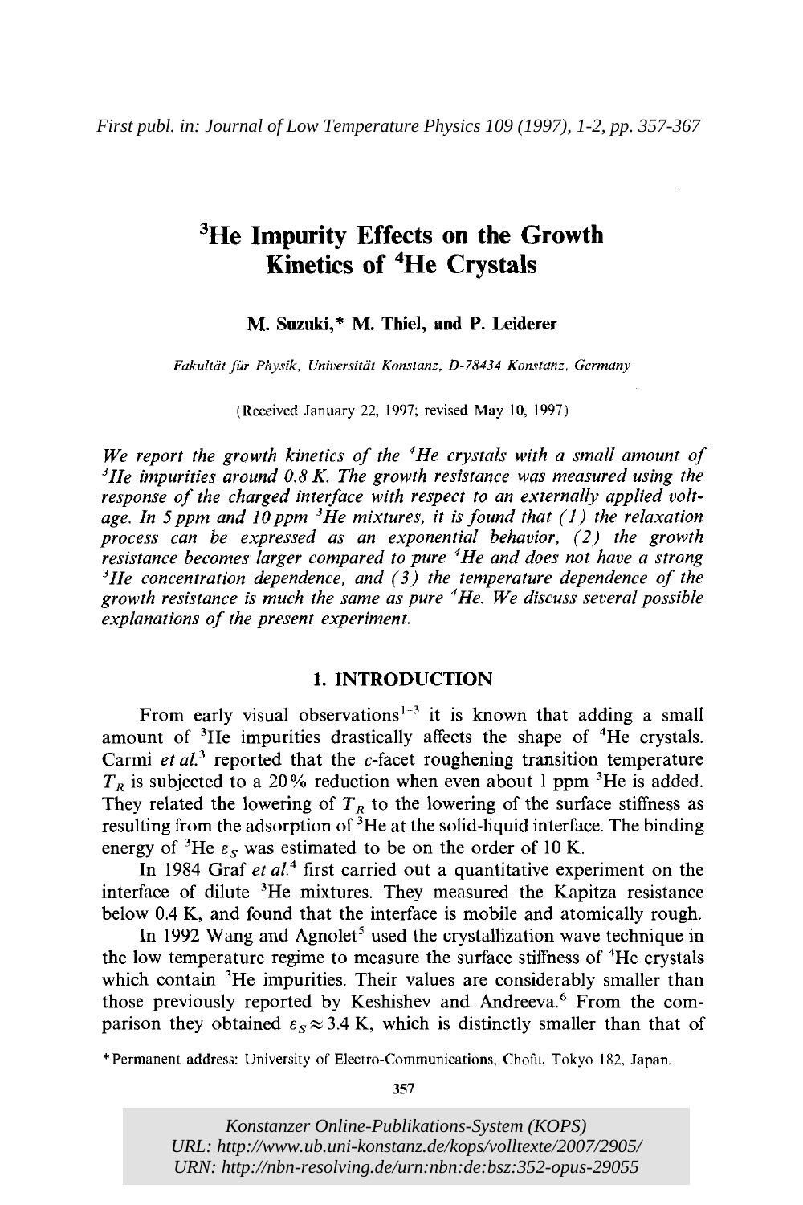*First publ. in: Journal of Low Temperature Physics 109 (1997), 1-2, pp. 357-367*

# $^3$He Impurity Effects on the Growth Kinetics of $^4$He Crystals

**M. Suzuki,\* M. Thiel, and P. Leiderer**

*Fakultät für Physik, Universität Konstanz, D-78434 Konstanz, Germany*

(Received January 22, 1997; revised May 10, 1997)

*We report the growth kinetics of the $^4$He crystals with a small amount of $^3$He impurities around 0.8 K. The growth resistance was measured using the response of the charged interface with respect to an externally applied voltage. In 5 ppm and 10 ppm $^3$He mixtures, it is found that (1) the relaxation process can be expressed as an exponential behavior, (2) the growth resistance becomes larger compared to pure $^4$He and does not have a strong $^3$He concentration dependence, and (3) the temperature dependence of the growth resistance is much the same as pure $^4$He. We discuss several possible explanations of the present experiment.*

## 1. INTRODUCTION

From early visual observations[1-3] it is known that adding a small amount of $^3$He impurities drastically affects the shape of $^4$He crystals. Carmi *et al.*[3] reported that the *c*-facet roughening transition temperature $T_R$ is subjected to a 20% reduction when even about 1 ppm $^3$He is added. They related the lowering of $T_R$ to the lowering of the surface stiffness as resulting from the adsorption of $^3$He at the solid-liquid interface. The binding energy of $^3$He $\varepsilon_S$ was estimated to be on the order of 10 K.

In 1984 Graf *et al.*[4] first carried out a quantitative experiment on the interface of dilute $^3$He mixtures. They measured the Kapitza resistance below 0.4 K, and found that the interface is mobile and atomically rough.

In 1992 Wang and Agnolet[5] used the crystallization wave technique in the low temperature regime to measure the surface stiffness of $^4$He crystals which contain $^3$He impurities. Their values are considerably smaller than those previously reported by Keshishev and Andreeva.[6] From the comparison they obtained $\varepsilon_S \approx 3.4$ K, which is distinctly smaller than that of

\*Permanent address: University of Electro-Communications, Chofu, Tokyo 182, Japan.

Konstanzer Online-Publikations-System (KOPS)
URL: http://www.ub.uni-konstanz.de/kops/volltexte/2007/2905/
URN: http://nbn-resolving.de/urn:nbn:de:bsz:352-opus-29055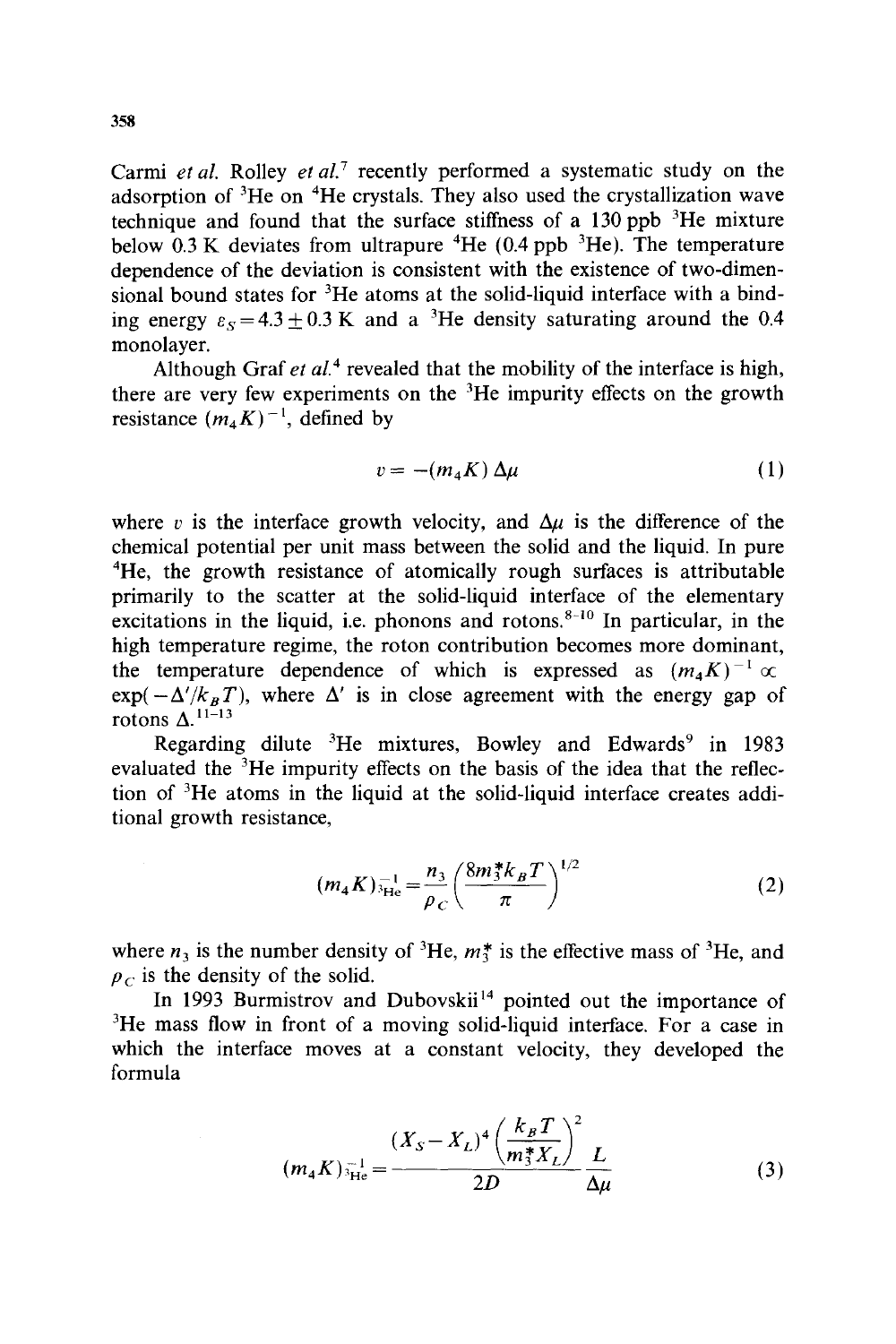Carmi *et al.* Rolley *et al.*[7] recently performed a systematic study on the adsorption of $^3$He on $^4$He crystals. They also used the crystallization wave technique and found that the surface stiffness of a 130 ppb $^3$He mixture below 0.3 K deviates from ultrapure $^4$He (0.4 ppb $^3$He). The temperature dependence of the deviation is consistent with the existence of two-dimensional bound states for $^3$He atoms at the solid-liquid interface with a binding energy $\varepsilon_S = 4.3 \pm 0.3$ K and a $^3$He density saturating around the 0.4 monolayer.

Although Graf *et al.*[4] revealed that the mobility of the interface is high, there are very few experiments on the $^3$He impurity effects on the growth resistance $(m_4 K)^{-1}$, defined by

$$v = -(m_4 K)\,\Delta\mu \tag{1}$$

where $v$ is the interface growth velocity, and $\Delta\mu$ is the difference of the chemical potential per unit mass between the solid and the liquid. In pure $^4$He, the growth resistance of atomically rough surfaces is attributable primarily to the scatter at the solid-liquid interface of the elementary excitations in the liquid, i.e. phonons and rotons.[8-10] In particular, in the high temperature regime, the roton contribution becomes more dominant, the temperature dependence of which is expressed as $(m_4 K)^{-1} \propto \exp(-\Delta'/k_B T)$, where $\Delta'$ is in close agreement with the energy gap of rotons $\Delta$.[11-13]

Regarding dilute $^3$He mixtures, Bowley and Edwards[9] in 1983 evaluated the $^3$He impurity effects on the basis of the idea that the reflection of $^3$He atoms in the liquid at the solid-liquid interface creates additional growth resistance,

$$(m_4 K)^{-1}_{^3\text{He}} = \frac{n_3}{\rho_C}\left(\frac{8 m_3^* k_B T}{\pi}\right)^{1/2} \tag{2}$$

where $n_3$ is the number density of $^3$He, $m_3^*$ is the effective mass of $^3$He, and $\rho_C$ is the density of the solid.

In 1993 Burmistrov and Dubovskii[14] pointed out the importance of $^3$He mass flow in front of a moving solid-liquid interface. For a case in which the interface moves at a constant velocity, they developed the formula

$$(m_4 K)^{-1}_{^3\text{He}} = \frac{(X_S - X_L)^4 \left(\dfrac{k_B T}{m_3^* X_L}\right)^2}{2D} \frac{L}{\Delta\mu} \tag{3}$$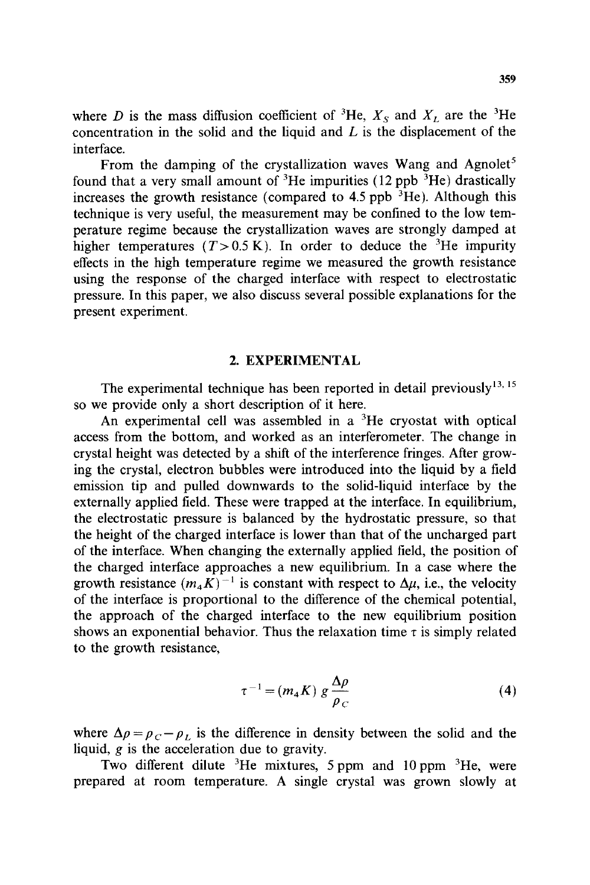where $D$ is the mass diffusion coefficient of $^3$He, $X_S$ and $X_L$ are the $^3$He concentration in the solid and the liquid and $L$ is the displacement of the interface.

From the damping of the crystallization waves Wang and Agnolet[5] found that a very small amount of $^3$He impurities (12 ppb $^3$He) drastically increases the growth resistance (compared to 4.5 ppb $^3$He). Although this technique is very useful, the measurement may be confined to the low temperature regime because the crystallization waves are strongly damped at higher temperatures ($T > 0.5$ K). In order to deduce the $^3$He impurity effects in the high temperature regime we measured the growth resistance using the response of the charged interface with respect to electrostatic pressure. In this paper, we also discuss several possible explanations for the present experiment.

## 2. EXPERIMENTAL

The experimental technique has been reported in detail previously[13, 15] so we provide only a short description of it here.

An experimental cell was assembled in a $^3$He cryostat with optical access from the bottom, and worked as an interferometer. The change in crystal height was detected by a shift of the interference fringes. After growing the crystal, electron bubbles were introduced into the liquid by a field emission tip and pulled downwards to the solid-liquid interface by the externally applied field. These were trapped at the interface. In equilibrium, the electrostatic pressure is balanced by the hydrostatic pressure, so that the height of the charged interface is lower than that of the uncharged part of the interface. When changing the externally applied field, the position of the charged interface approaches a new equilibrium. In a case where the growth resistance $(m_4 K)^{-1}$ is constant with respect to $\Delta\mu$, i.e., the velocity of the interface is proportional to the difference of the chemical potential, the approach of the charged interface to the new equilibrium position shows an exponential behavior. Thus the relaxation time $\tau$ is simply related to the growth resistance,

$$\tau^{-1} = (m_4 K)\, g \frac{\Delta\rho}{\rho_C} \tag{4}$$

where $\Delta\rho = \rho_C - \rho_L$ is the difference in density between the solid and the liquid, $g$ is the acceleration due to gravity.

Two different dilute $^3$He mixtures, 5 ppm and 10 ppm $^3$He, were prepared at room temperature. A single crystal was grown slowly at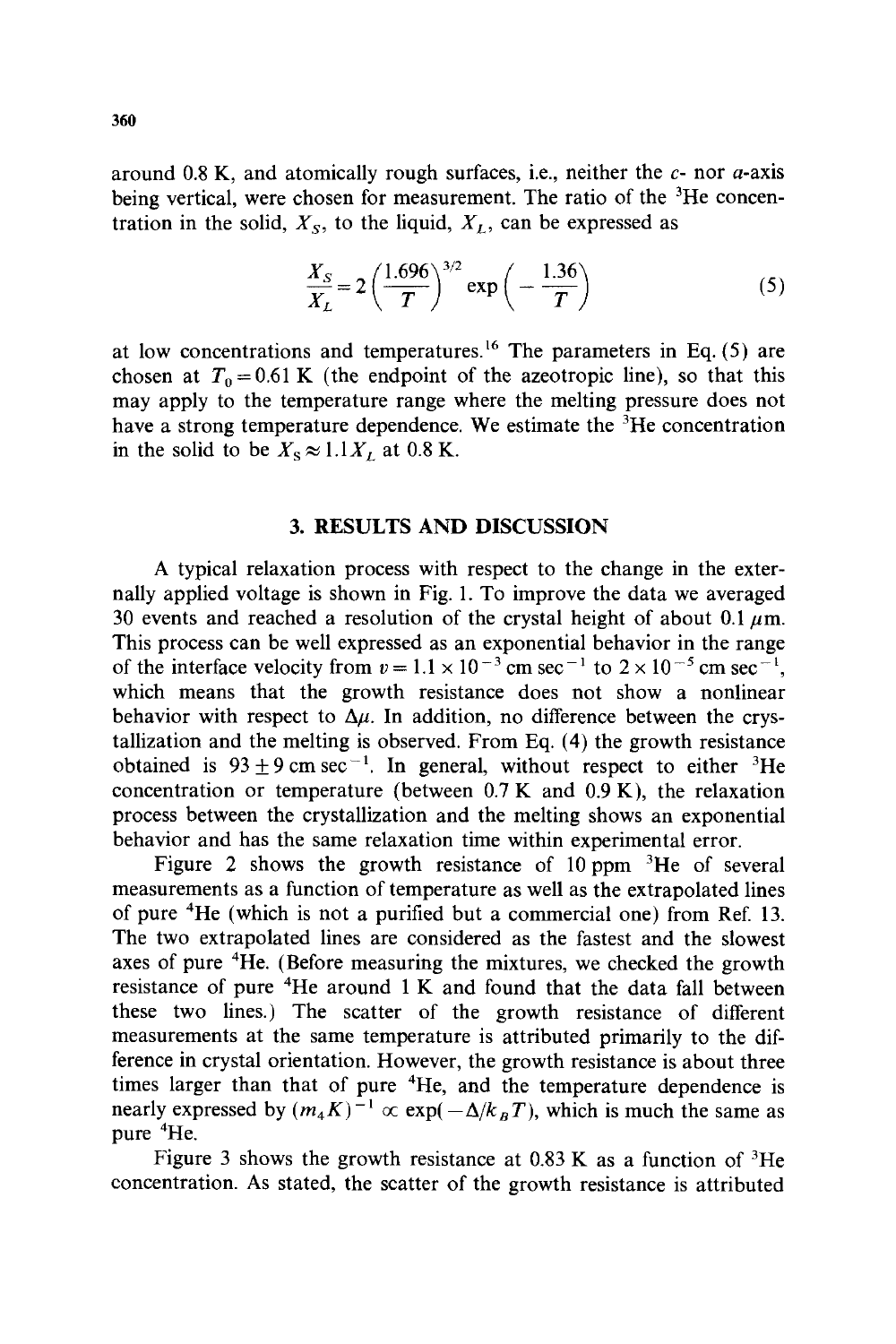around 0.8 K, and atomically rough surfaces, i.e., neither the $c$- nor $a$-axis being vertical, were chosen for measurement. The ratio of the $^3$He concentration in the solid, $X_S$, to the liquid, $X_L$, can be expressed as

$$\frac{X_S}{X_L} = 2\left(\frac{1.696}{T}\right)^{3/2} \exp\left(-\frac{1.36}{T}\right) \tag{5}$$

at low concentrations and temperatures.[16] The parameters in Eq. (5) are chosen at $T_0 = 0.61$ K (the endpoint of the azeotropic line), so that this may apply to the temperature range where the melting pressure does not have a strong temperature dependence. We estimate the $^3$He concentration in the solid to be $X_S \approx 1.1 X_L$ at 0.8 K.

## 3. RESULTS AND DISCUSSION

A typical relaxation process with respect to the change in the externally applied voltage is shown in Fig. 1. To improve the data we averaged 30 events and reached a resolution of the crystal height of about 0.1 $\mu$m. This process can be well expressed as an exponential behavior in the range of the interface velocity from $v = 1.1 \times 10^{-3}$ cm sec$^{-1}$ to $2 \times 10^{-5}$ cm sec$^{-1}$, which means that the growth resistance does not show a nonlinear behavior with respect to $\Delta\mu$. In addition, no difference between the crystallization and the melting is observed. From Eq. (4) the growth resistance obtained is $93 \pm 9$ cm sec$^{-1}$. In general, without respect to either $^3$He concentration or temperature (between 0.7 K and 0.9 K), the relaxation process between the crystallization and the melting shows an exponential behavior and has the same relaxation time within experimental error.

Figure 2 shows the growth resistance of 10 ppm $^3$He of several measurements as a function of temperature as well as the extrapolated lines of pure $^4$He (which is not a purified but a commercial one) from Ref. 13. The two extrapolated lines are considered as the fastest and the slowest axes of pure $^4$He. (Before measuring the mixtures, we checked the growth resistance of pure $^4$He around 1 K and found that the data fall between these two lines.) The scatter of the growth resistance of different measurements at the same temperature is attributed primarily to the difference in crystal orientation. However, the growth resistance is about three times larger than that of pure $^4$He, and the temperature dependence is nearly expressed by $(m_4 K)^{-1} \propto \exp(-\Delta/k_B T)$, which is much the same as pure $^4$He.

Figure 3 shows the growth resistance at 0.83 K as a function of $^3$He concentration. As stated, the scatter of the growth resistance is attributed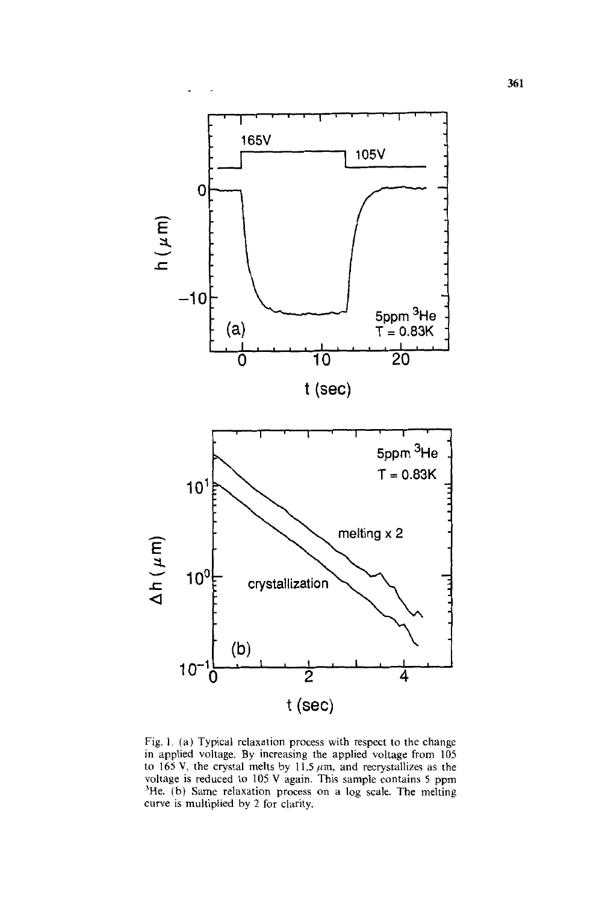Fig. 1. (a) Typical relaxation process with respect to the change in applied voltage. By increasing the applied voltage from 105 to 165 V, the crystal melts by 11.5 $\mu$m, and recrystallizes as the voltage is reduced to 105 V again. This sample contains 5 ppm $^3$He. (b) Same relaxation process on a log scale. The melting curve is multiplied by 2 for clarity.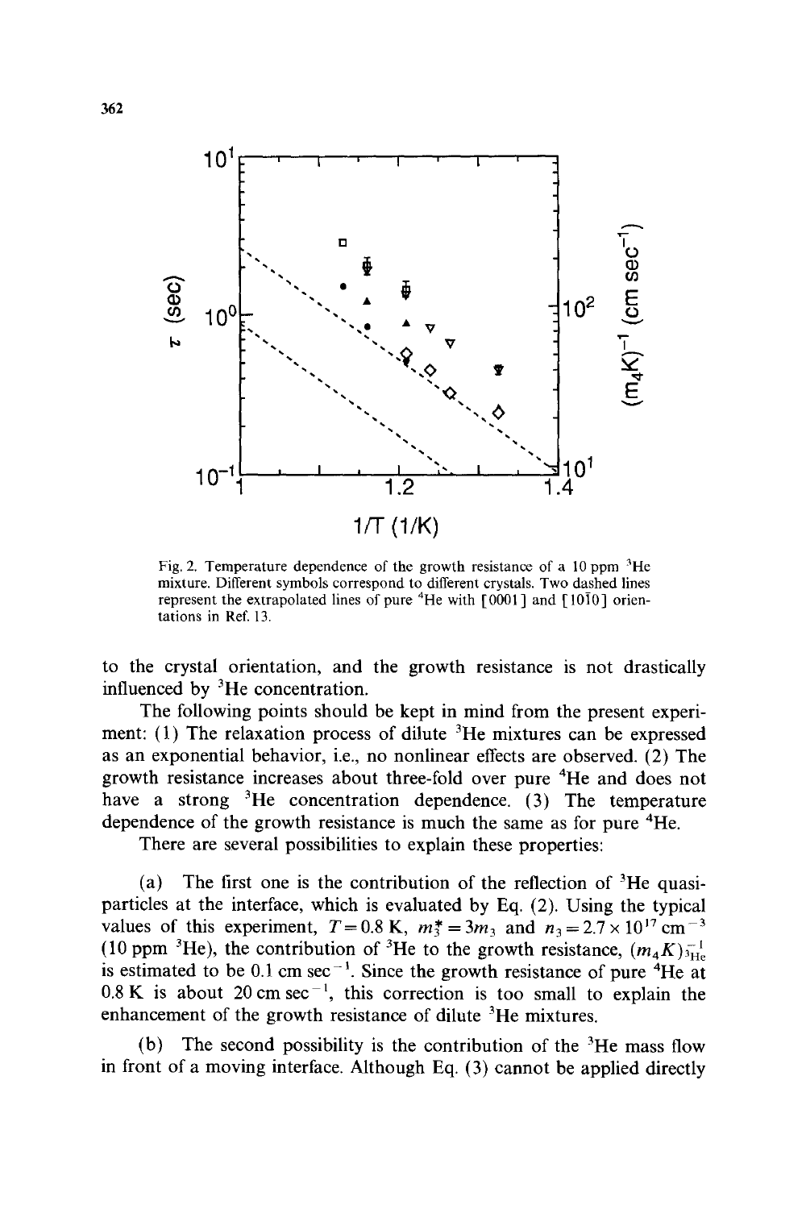Fig. 2. Temperature dependence of the growth resistance of a 10 ppm $^3$He mixture. Different symbols correspond to different crystals. Two dashed lines represent the extrapolated lines of pure $^4$He with [0001] and [10$\bar{1}$0] orientations in Ref. 13.

to the crystal orientation, and the growth resistance is not drastically influenced by $^3$He concentration.

The following points should be kept in mind from the present experiment: (1) The relaxation process of dilute $^3$He mixtures can be expressed as an exponential behavior, i.e., no nonlinear effects are observed. (2) The growth resistance increases about three-fold over pure $^4$He and does not have a strong $^3$He concentration dependence. (3) The temperature dependence of the growth resistance is much the same as for pure $^4$He.

There are several possibilities to explain these properties:

(a) The first one is the contribution of the reflection of $^3$He quasiparticles at the interface, which is evaluated by Eq. (2). Using the typical values of this experiment, $T = 0.8$ K, $m_3^* = 3m_3$ and $n_3 = 2.7 \times 10^{17}\,\text{cm}^{-3}$ (10 ppm $^3$He), the contribution of $^3$He to the growth resistance, $(m_4 K)^{-1}_{^3\text{He}}$ is estimated to be 0.1 cm sec$^{-1}$. Since the growth resistance of pure $^4$He at 0.8 K is about 20 cm sec$^{-1}$, this correction is too small to explain the enhancement of the growth resistance of dilute $^3$He mixtures.

(b) The second possibility is the contribution of the $^3$He mass flow in front of a moving interface. Although Eq. (3) cannot be applied directly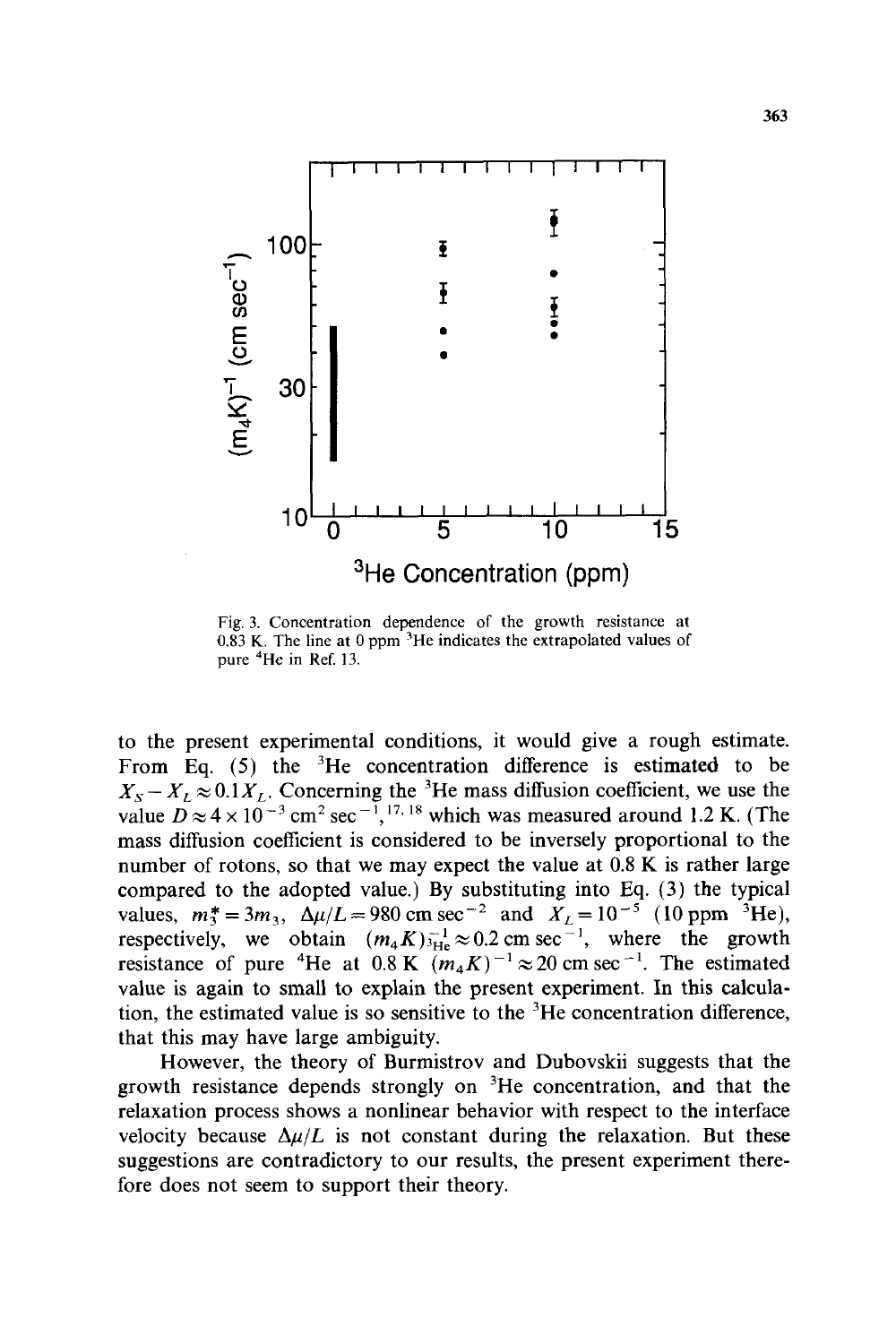Fig. 3. Concentration dependence of the growth resistance at 0.83 K. The line at 0 ppm $^3$He indicates the extrapolated values of pure $^4$He in Ref. 13.

to the present experimental conditions, it would give a rough estimate. From Eq. (5) the $^3$He concentration difference is estimated to be $X_S - X_L \approx 0.1 X_L$. Concerning the $^3$He mass diffusion coefficient, we use the value $D \approx 4 \times 10^{-3}$ cm$^2$ sec$^{-1}$,[17, 18] which was measured around 1.2 K. (The mass diffusion coefficient is considered to be inversely proportional to the number of rotons, so that we may expect the value at 0.8 K is rather large compared to the adopted value.) By substituting into Eq. (3) the typical values, $m_3^* = 3m_3$, $\Delta\mu/L = 980$ cm sec$^{-2}$ and $X_L = 10^{-5}$ (10 ppm $^3$He), respectively, we obtain $(m_4 K)^{-1}_{^3\mathrm{He}} \approx 0.2$ cm sec$^{-1}$, where the growth resistance of pure $^4$He at 0.8 K $(m_4 K)^{-1} \approx 20$ cm sec$^{-1}$. The estimated value is again to small to explain the present experiment. In this calculation, the estimated value is so sensitive to the $^3$He concentration difference, that this may have large ambiguity.

However, the theory of Burmistrov and Dubovskii suggests that the growth resistance depends strongly on $^3$He concentration, and that the relaxation process shows a nonlinear behavior with respect to the interface velocity because $\Delta\mu/L$ is not constant during the relaxation. But these suggestions are contradictory to our results, the present experiment therefore does not seem to support their theory.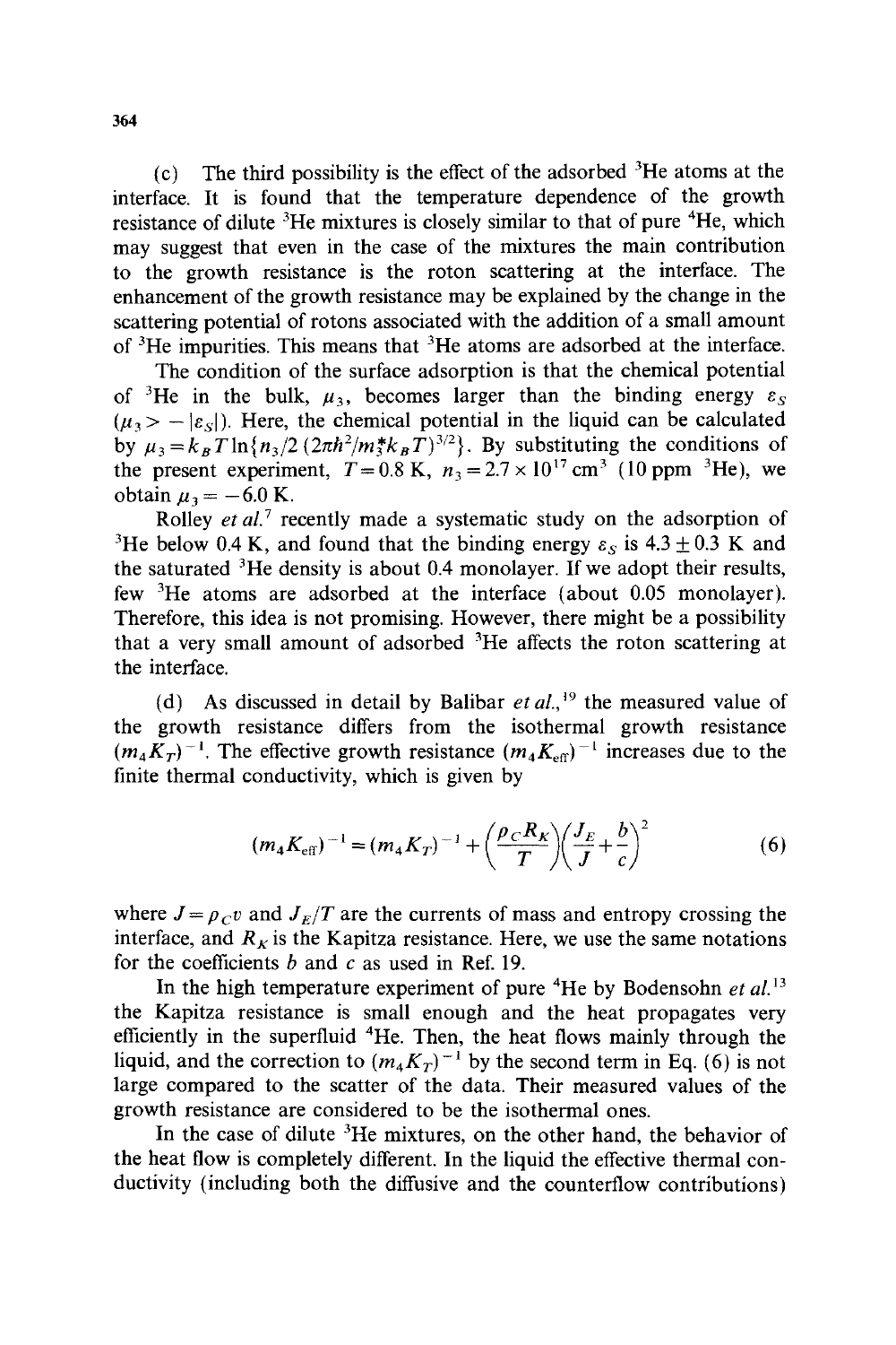(c) The third possibility is the effect of the adsorbed $^3$He atoms at the interface. It is found that the temperature dependence of the growth resistance of dilute $^3$He mixtures is closely similar to that of pure $^4$He, which may suggest that even in the case of the mixtures the main contribution to the growth resistance is the roton scattering at the interface. The enhancement of the growth resistance may be explained by the change in the scattering potential of rotons associated with the addition of a small amount of $^3$He impurities. This means that $^3$He atoms are adsorbed at the interface.

The condition of the surface adsorption is that the chemical potential of $^3$He in the bulk, $\mu_3$, becomes larger than the binding energy $\varepsilon_S$ ($\mu_3 > -|\varepsilon_S|$). Here, the chemical potential in the liquid can be calculated by $\mu_3 = k_B T \ln\{n_3/2\,(2\pi\hbar^2/m_3^* k_B T)^{3/2}\}$. By substituting the conditions of the present experiment, $T = 0.8$ K, $n_3 = 2.7 \times 10^{17}$ cm$^3$ (10 ppm $^3$He), we obtain $\mu_3 = -6.0$ K.

Rolley *et al.*[7] recently made a systematic study on the adsorption of $^3$He below 0.4 K, and found that the binding energy $\varepsilon_S$ is $4.3 \pm 0.3$ K and the saturated $^3$He density is about 0.4 monolayer. If we adopt their results, few $^3$He atoms are adsorbed at the interface (about 0.05 monolayer). Therefore, this idea is not promising. However, there might be a possibility that a very small amount of adsorbed $^3$He affects the roton scattering at the interface.

(d) As discussed in detail by Balibar *et al.*,[19] the measured value of the growth resistance differs from the isothermal growth resistance $(m_4 K_T)^{-1}$. The effective growth resistance $(m_4 K_{\text{eff}})^{-1}$ increases due to the finite thermal conductivity, which is given by

$$(m_4 K_{\text{eff}})^{-1} = (m_4 K_T)^{-1} + \left(\frac{\rho_C R_K}{T}\right)\left(\frac{J_E}{J} + \frac{b}{c}\right)^2 \tag{6}$$

where $J = \rho_C v$ and $J_E/T$ are the currents of mass and entropy crossing the interface, and $R_K$ is the Kapitza resistance. Here, we use the same notations for the coefficients $b$ and $c$ as used in Ref. 19.

In the high temperature experiment of pure $^4$He by Bodensohn *et al.*[13] the Kapitza resistance is small enough and the heat propagates very efficiently in the superfluid $^4$He. Then, the heat flows mainly through the liquid, and the correction to $(m_4 K_T)^{-1}$ by the second term in Eq. (6) is not large compared to the scatter of the data. Their measured values of the growth resistance are considered to be the isothermal ones.

In the case of dilute $^3$He mixtures, on the other hand, the behavior of the heat flow is completely different. In the liquid the effective thermal conductivity (including both the diffusive and the counterflow contributions)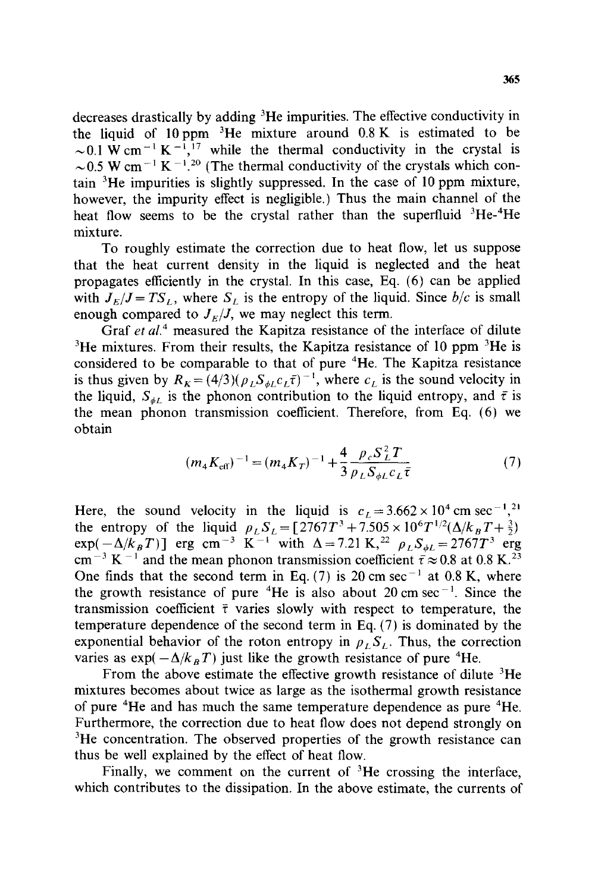decreases drastically by adding $^3$He impurities. The effective conductivity in the liquid of 10 ppm $^3$He mixture around 0.8 K is estimated to be $\sim 0.1$ W cm$^{-1}$ K$^{-1}$,[17] while the thermal conductivity in the crystal is $\sim 0.5$ W cm$^{-1}$ K$^{-1}$.[20] (The thermal conductivity of the crystals which contain $^3$He impurities is slightly suppressed. In the case of 10 ppm mixture, however, the impurity effect is negligible.) Thus the main channel of the heat flow seems to be the crystal rather than the superfluid $^3$He-$^4$He mixture.

To roughly estimate the correction due to heat flow, let us suppose that the heat current density in the liquid is neglected and the heat propagates efficiently in the crystal. In this case, Eq. (6) can be applied with $J_E/J = TS_L$, where $S_L$ is the entropy of the liquid. Since $b/c$ is small enough compared to $J_E/J$, we may neglect this term.

Graf *et al.*[4] measured the Kapitza resistance of the interface of dilute $^3$He mixtures. From their results, the Kapitza resistance of 10 ppm $^3$He is considered to be comparable to that of pure $^4$He. The Kapitza resistance is thus given by $R_K = (4/3)(\rho_L S_{\phi L} c_L \bar{\tau})^{-1}$, where $c_L$ is the sound velocity in the liquid, $S_{\phi L}$ is the phonon contribution to the liquid entropy, and $\bar{\tau}$ is the mean phonon transmission coefficient. Therefore, from Eq. (6) we obtain

$$(m_4 K_{\text{eff}})^{-1} = (m_4 K_T)^{-1} + \frac{4}{3} \frac{\rho_c S_L^2 T}{\rho_L S_{\phi L} c_L \bar{\tau}} \tag{7}$$

Here, the sound velocity in the liquid is $c_L = 3.662 \times 10^4$ cm sec$^{-1}$,[21] the entropy of the liquid $\rho_L S_L = [2767T^3 + 7.505 \times 10^6 T^{1/2}(\Delta/k_B T + \frac{3}{2}) \exp(-\Delta/k_B T)]$ erg cm$^{-3}$ K$^{-1}$ with $\Delta = 7.21$ K,[22] $\rho_L S_{\phi L} = 2767T^3$ erg cm$^{-3}$ K$^{-1}$ and the mean phonon transmission coefficient $\bar{\tau} \approx 0.8$ at 0.8 K.[23] One finds that the second term in Eq. (7) is 20 cm sec$^{-1}$ at 0.8 K, where the growth resistance of pure $^4$He is also about 20 cm sec$^{-1}$. Since the transmission coefficient $\bar{\tau}$ varies slowly with respect to temperature, the temperature dependence of the second term in Eq. (7) is dominated by the exponential behavior of the roton entropy in $\rho_L S_L$. Thus, the correction varies as $\exp(-\Delta/k_B T)$ just like the growth resistance of pure $^4$He.

From the above estimate the effective growth resistance of dilute $^3$He mixtures becomes about twice as large as the isothermal growth resistance of pure $^4$He and has much the same temperature dependence as pure $^4$He. Furthermore, the correction due to heat flow does not depend strongly on $^3$He concentration. The observed properties of the growth resistance can thus be well explained by the effect of heat flow.

Finally, we comment on the current of $^3$He crossing the interface, which contributes to the dissipation. In the above estimate, the currents of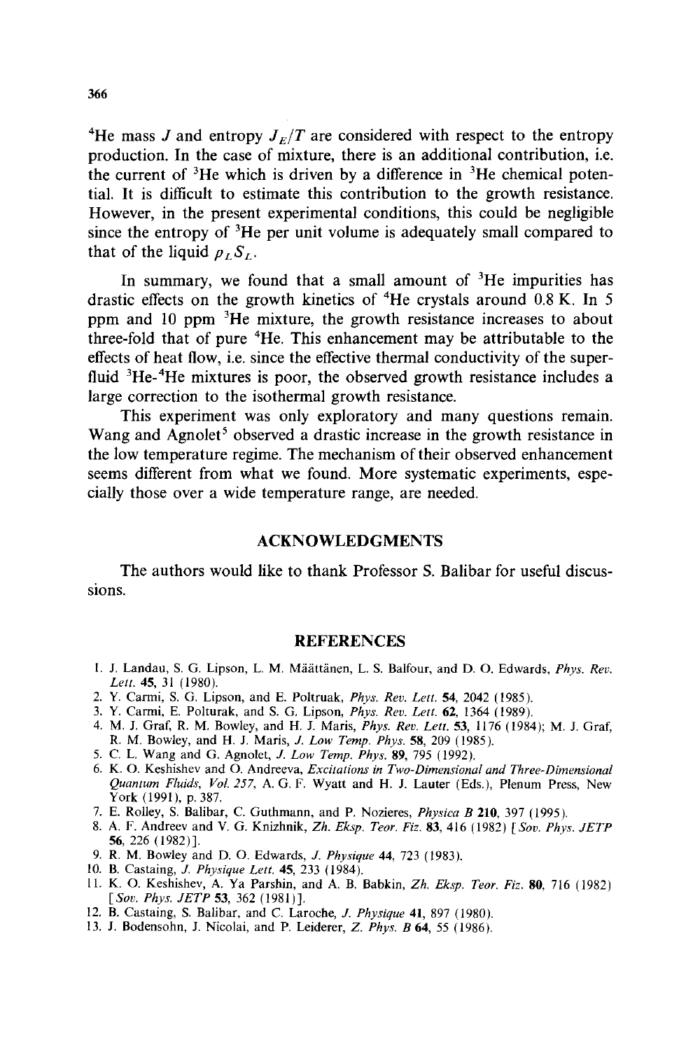$^4$He mass $J$ and entropy $J_E/T$ are considered with respect to the entropy production. In the case of mixture, there is an additional contribution, i.e. the current of $^3$He which is driven by a difference in $^3$He chemical potential. It is difficult to estimate this contribution to the growth resistance. However, in the present experimental conditions, this could be negligible since the entropy of $^3$He per unit volume is adequately small compared to that of the liquid $\rho_L S_L$.

In summary, we found that a small amount of $^3$He impurities has drastic effects on the growth kinetics of $^4$He crystals around 0.8 K. In 5 ppm and 10 ppm $^3$He mixture, the growth resistance increases to about three-fold that of pure $^4$He. This enhancement may be attributable to the effects of heat flow, i.e. since the effective thermal conductivity of the superfluid $^3$He-$^4$He mixtures is poor, the observed growth resistance includes a large correction to the isothermal growth resistance.

This experiment was only exploratory and many questions remain. Wang and Agnolet[5] observed a drastic increase in the growth resistance in the low temperature regime. The mechanism of their observed enhancement seems different from what we found. More systematic experiments, especially those over a wide temperature range, are needed.

## ACKNOWLEDGMENTS

The authors would like to thank Professor S. Balibar for useful discussions.

## REFERENCES

1. J. Landau, S. G. Lipson, L. M. Määttänen, L. S. Balfour, and D. O. Edwards, *Phys. Rev. Lett.* **45**, 31 (1980).
2. Y. Carmi, S. G. Lipson, and E. Poltruak, *Phys. Rev. Lett.* **54**, 2042 (1985).
3. Y. Carmi, E. Polturak, and S. G. Lipson, *Phys. Rev. Lett.* **62**, 1364 (1989).
4. M. J. Graf, R. M. Bowley, and H. J. Maris, *Phys. Rev. Lett.* **53**, 1176 (1984); M. J. Graf, R. M. Bowley, and H. J. Maris, *J. Low Temp. Phys.* **58**, 209 (1985).
5. C. L. Wang and G. Agnolet, *J. Low Temp. Phys.* **89**, 795 (1992).
6. K. O. Keshishev and O. Andreeva, *Excitations in Two-Dimensional and Three-Dimensional Quantum Fluids, Vol. 257*, A. G. F. Wyatt and H. J. Lauter (Eds.), Plenum Press, New York (1991), p. 387.
7. E. Rolley, S. Balibar, C. Guthmann, and P. Nozieres, *Physica B* **210**, 397 (1995).
8. A. F. Andreev and V. G. Knizhnik, *Zh. Eksp. Teor. Fiz.* **83**, 416 (1982) [*Sov. Phys. JETP* **56**, 226 (1982)].
9. R. M. Bowley and D. O. Edwards, *J. Physique* **44**, 723 (1983).
10. B. Castaing, *J. Physique Lett.* **45**, 233 (1984).
11. K. O. Keshishev, A. Ya Parshin, and A. B. Babkin, *Zh. Eksp. Teor. Fiz.* **80**, 716 (1982) [*Sov. Phys. JETP* **53**, 362 (1981)].
12. B. Castaing, S. Balibar, and C. Laroche, *J. Physique* **41**, 897 (1980).
13. J. Bodensohn, J. Nicolai, and P. Leiderer, *Z. Phys. B* **64**, 55 (1986).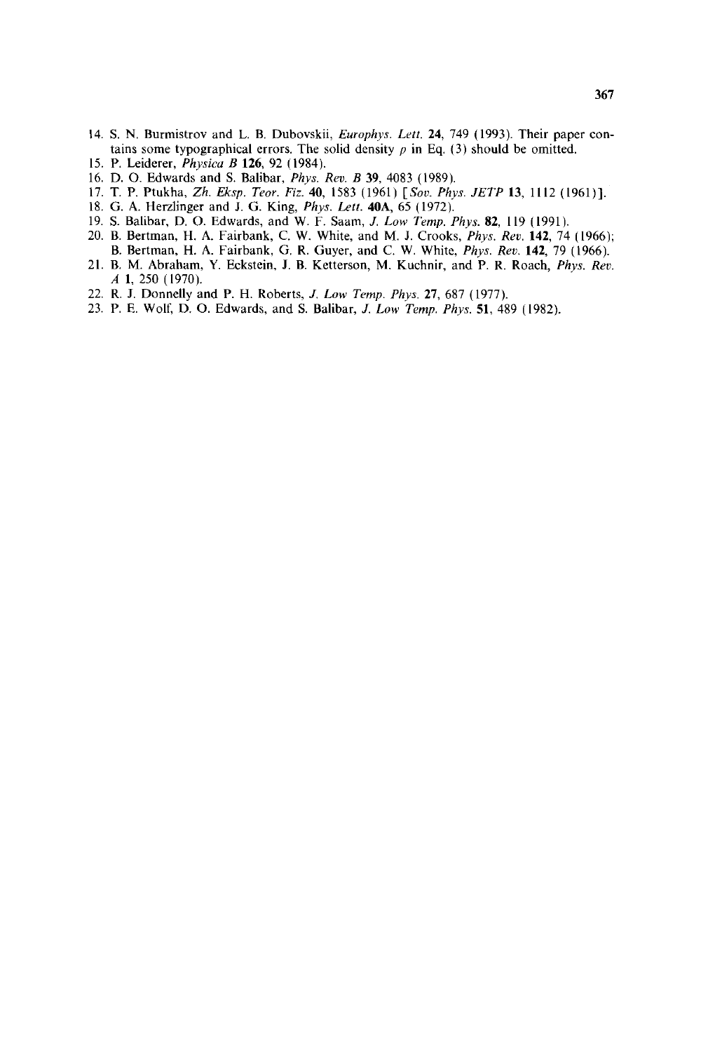14. S. N. Burmistrov and L. B. Dubovskii, *Europhys. Lett.* **24**, 749 (1993). Their paper contains some typographical errors. The solid density $\rho$ in Eq. (3) should be omitted.
15. P. Leiderer, *Physica B* **126**, 92 (1984).
16. D. O. Edwards and S. Balibar, *Phys. Rev. B* **39**, 4083 (1989).
17. T. P. Ptukha, *Zh. Eksp. Teor. Fiz.* **40**, 1583 (1961) [*Sov. Phys. JETP* **13**, 1112 (1961)].
18. G. A. Herzlinger and J. G. King, *Phys. Lett.* **40A**, 65 (1972).
19. S. Balibar, D. O. Edwards, and W. F. Saam, *J. Low Temp. Phys.* **82**, 119 (1991).
20. B. Bertman, H. A. Fairbank, C. W. White, and M. J. Crooks, *Phys. Rev.* **142**, 74 (1966); B. Bertman, H. A. Fairbank, G. R. Guyer, and C. W. White, *Phys. Rev.* **142**, 79 (1966).
21. B. M. Abraham, Y. Eckstein, J. B. Ketterson, M. Kuchnir, and P. R. Roach, *Phys. Rev. A* **1**, 250 (1970).
22. R. J. Donnelly and P. H. Roberts, *J. Low Temp. Phys.* **27**, 687 (1977).
23. P. E. Wolf, D. O. Edwards, and S. Balibar, *J. Low Temp. Phys.* **51**, 489 (1982).